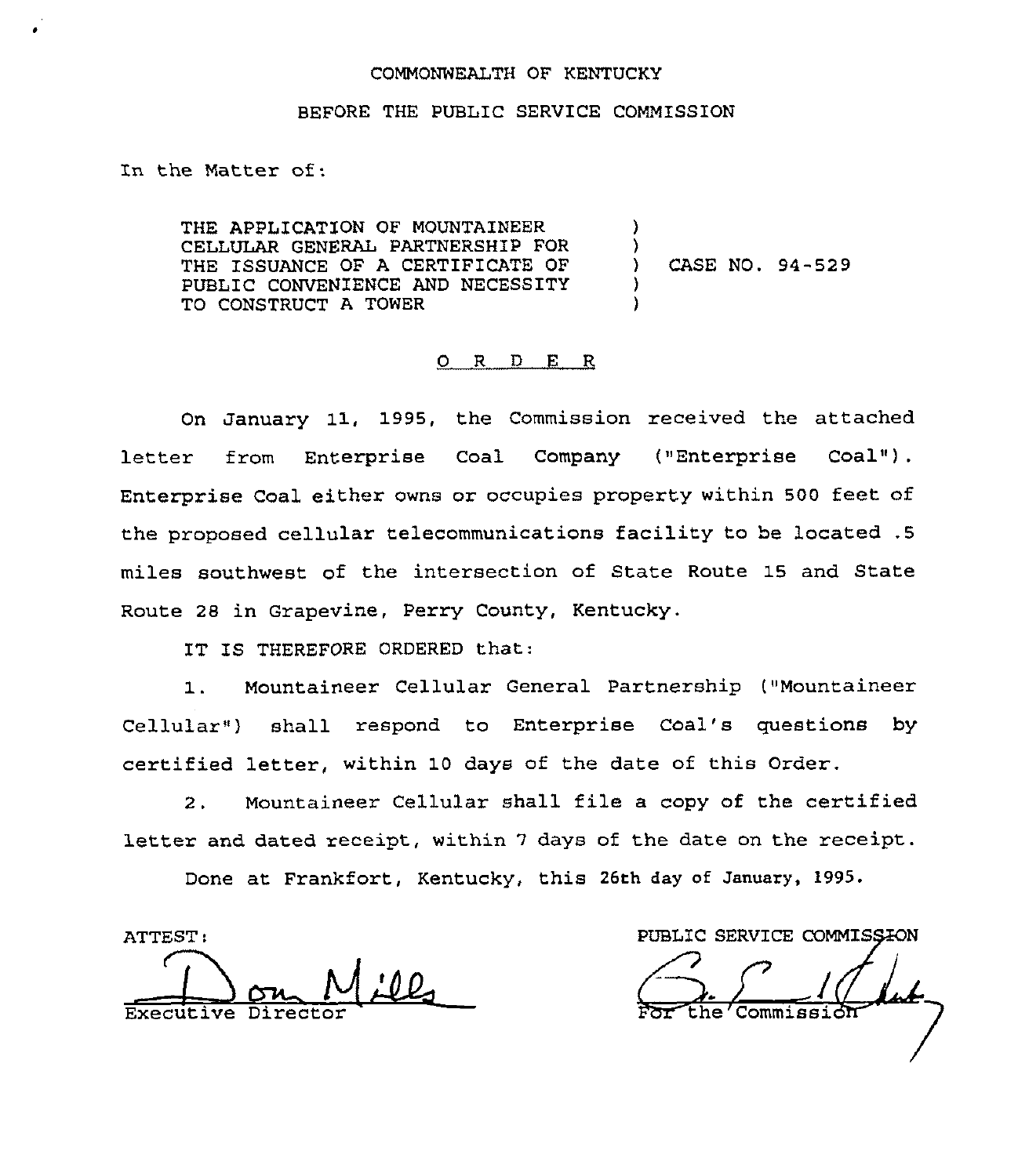COMMONWEALTH OF KENTUCKY

BEFORE THE PUBLIC SERVICE COMMISSION

In the Matter of:

THE APPLICATION OF MOUNTAINEER CELLULAR GENERAL PARTNERSHIP FOR THE ISSUANCE OF A CERTIFICATE OF PUBLIC CONVENIENCE AND NECESSITY TO CONSTRUCT A TOWER ) CASE NO. 94-529

O R D E R

On January 11, 1995, the Commission received the attached letter from Enterprise Coal Company ("Enterprise Coal"). Enterprise Coal either owns or occupies property within 500 feet of the proposed cellular telecommunications facility to be located .5 miles southwest of the intersection of State Route 15 and State Route 28 in Grapevine, Perry County, Kentucky.

IT IS THEREFORE ORDERED that:

1. Mountaineer Cellular General Partnership ("Mountaineer Cellular") shall respond to Enterprise Coal's questions by certified letter, within 10 days of the date of this Order.

2. Mountaineer Cellular shall file a copy of the certified letter and dated receipt, within 7 days of the date on the receipt.

Done at Frankfort, Kentucky, this 26th day of January, 1995.

ATTEST:

Don Mills
Executive Director

PUBLIC SERVICE COMMISSION

For the Commission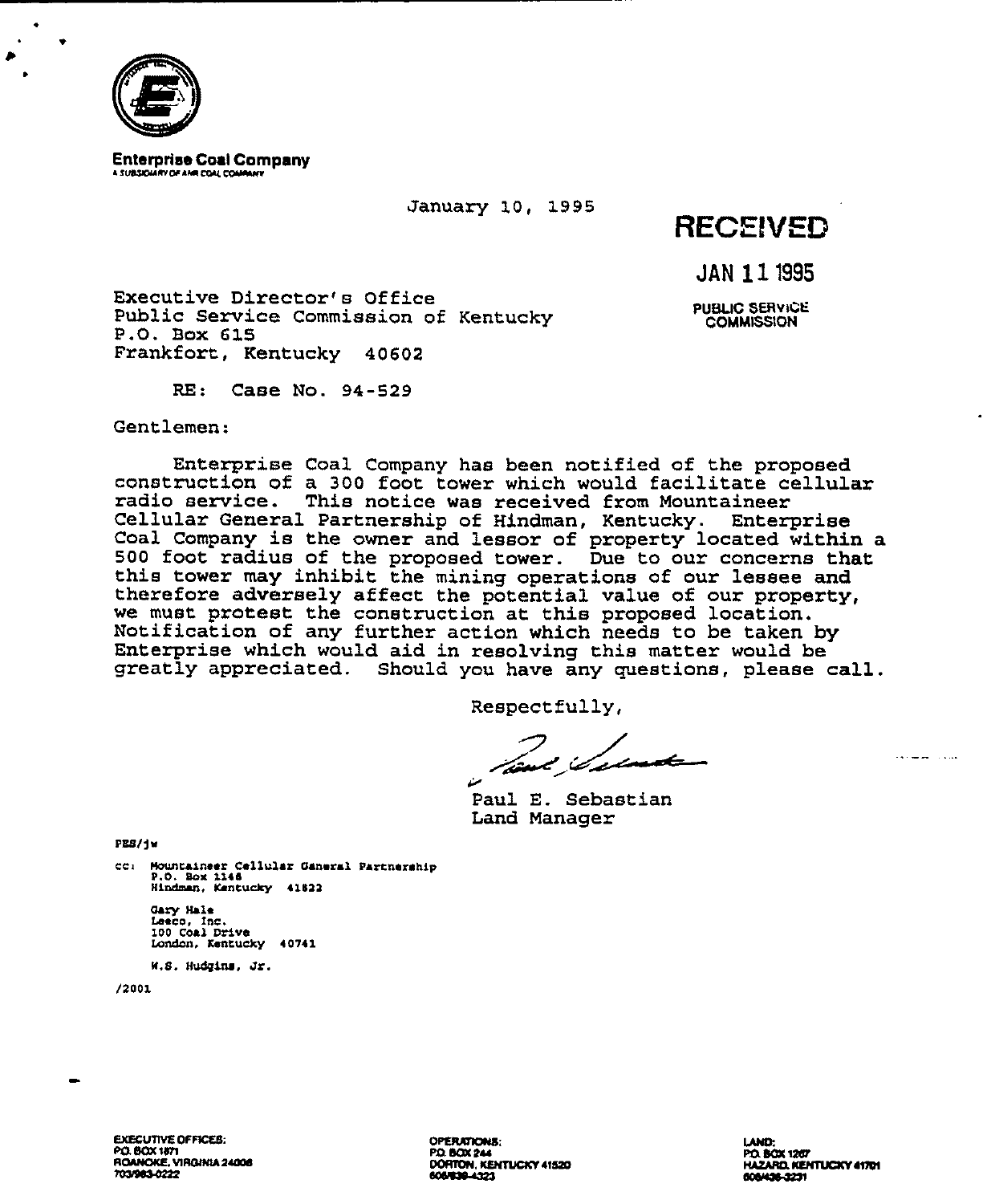**Enterprise Coal Company**
A SUBSIDIARY OF ANR COAL COMPANY

January 10, 1995

**RECEIVED**

**JAN 11 1995**

PUBLIC SERVICE COMMISSION

Executive Director's Office
Public Service Commission of Kentucky
P.O. Box 615
Frankfort, Kentucky 40602

RE: Case No. 94-529

Gentlemen:

Enterprise Coal Company has been notified of the proposed construction of a 300 foot tower which would facilitate cellular radio service. This notice was received from Mountaineer Cellular General Partnership of Hindman, Kentucky. Enterprise Coal Company is the owner and lessor of property located within a 500 foot radius of the proposed tower. Due to our concerns that this tower may inhibit the mining operations of our lessee and therefore adversely affect the potential value of our property, we must protest the construction at this proposed location. Notification of any further action which needs to be taken by Enterprise which would aid in resolving this matter would be greatly appreciated. Should you have any questions, please call.

Respectfully,

Paul E. Sebastian
Land Manager

PES/jw

cc: Mountaineer Cellular General Partnership
P.O. Box 1148
Hindman, Kentucky 41822

Gary Hale
Leeco, Inc.
100 Coal Drive
London, Kentucky 40741

W.S. Hudgins, Jr.

/2001

EXECUTIVE OFFICES:
P.O. BOX 1871
ROANOKE, VIRGINIA 24008
703/983-0222

OPERATIONS:
P.O. BOX 244
DORTON, KENTUCKY 41520
606/639-4323

LAND:
P.O. BOX 1267
HAZARD, KENTUCKY 41701
606/436-3231